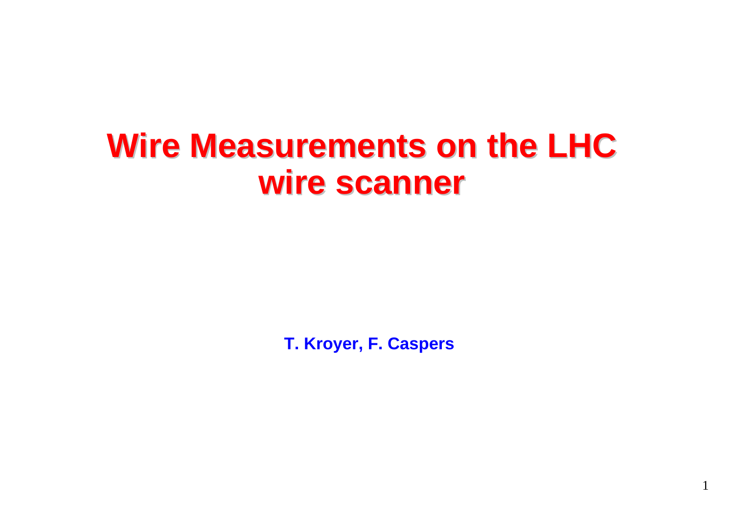# Wire Measurements on the LHC wire scanner

**T. Kroyer, F. Caspers**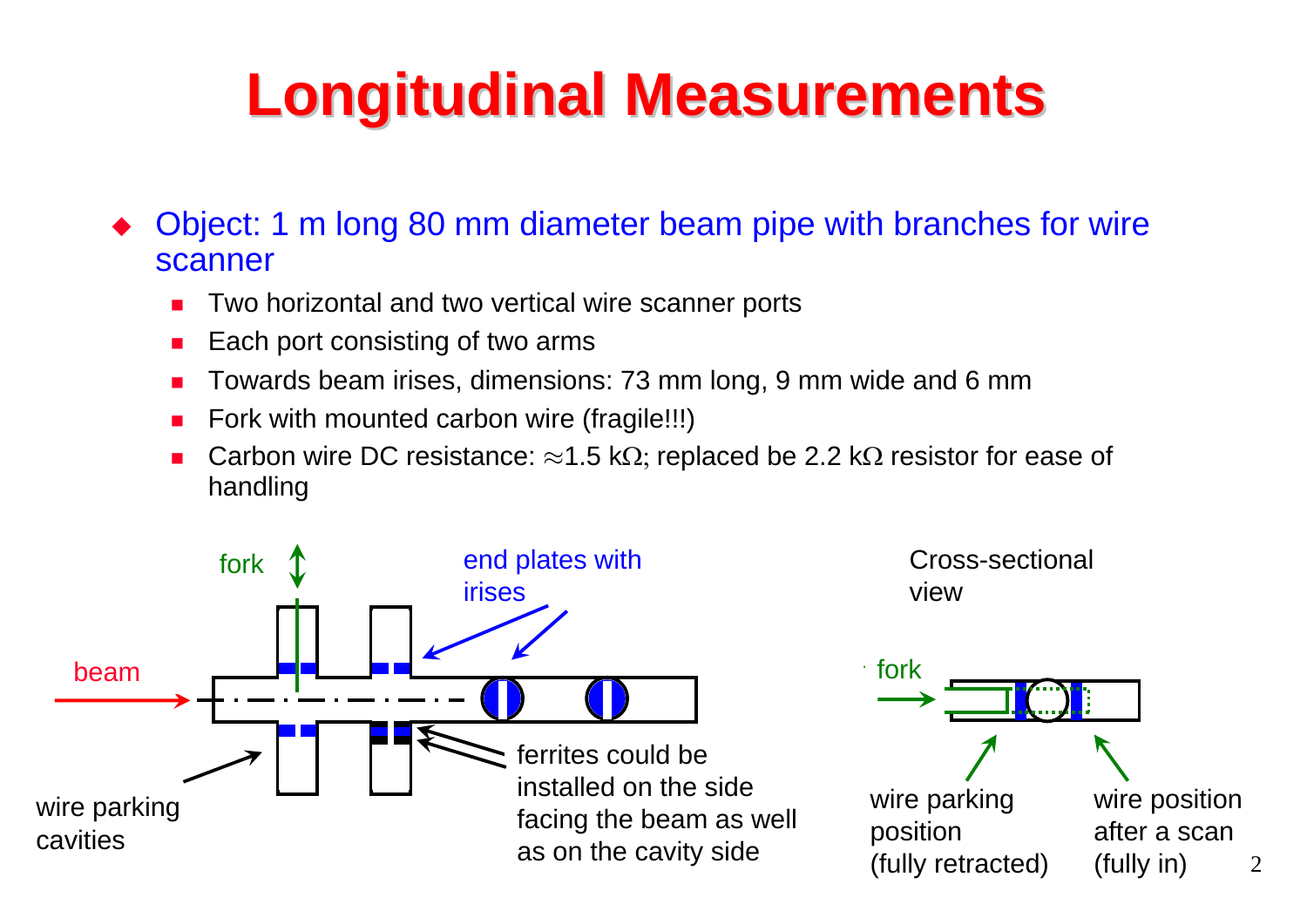# Longitudinal Measurements

- Object: 1 m long 80 mm diameter beam pipe with branches for wire scanner
  - Two horizontal and two vertical wire scanner ports
  - Each port consisting of two arms
  - Towards beam irises, dimensions: 73 mm long, 9 mm wide and 6 mm
  - Fork with mounted carbon wire (fragile!!!)
  - Carbon wire DC resistance: $\approx$1.5 k$\Omega$; replaced be 2.2 k$\Omega$ resistor for ease of handling

fork

end plates with irises

beam

ferrites could be installed on the side facing the beam as well as on the cavity side

wire parking cavities

Cross-sectional view

fork

wire parking position (fully retracted)

wire position after a scan (fully in)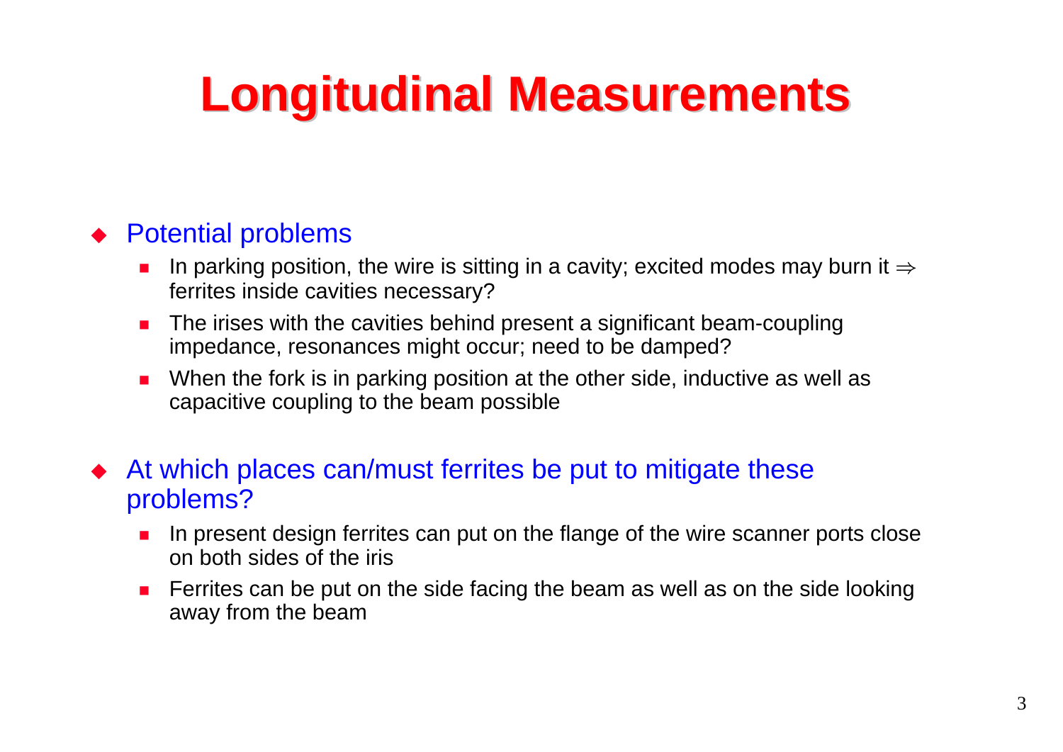# Longitudinal Measurements

- Potential problems
  - In parking position, the wire is sitting in a cavity; excited modes may burn it $\Rightarrow$ ferrites inside cavities necessary?
  - The irises with the cavities behind present a significant beam-coupling impedance, resonances might occur; need to be damped?
  - When the fork is in parking position at the other side, inductive as well as capacitive coupling to the beam possible
- At which places can/must ferrites be put to mitigate these problems?
  - In present design ferrites can put on the flange of the wire scanner ports close on both sides of the iris
  - Ferrites can be put on the side facing the beam as well as on the side looking away from the beam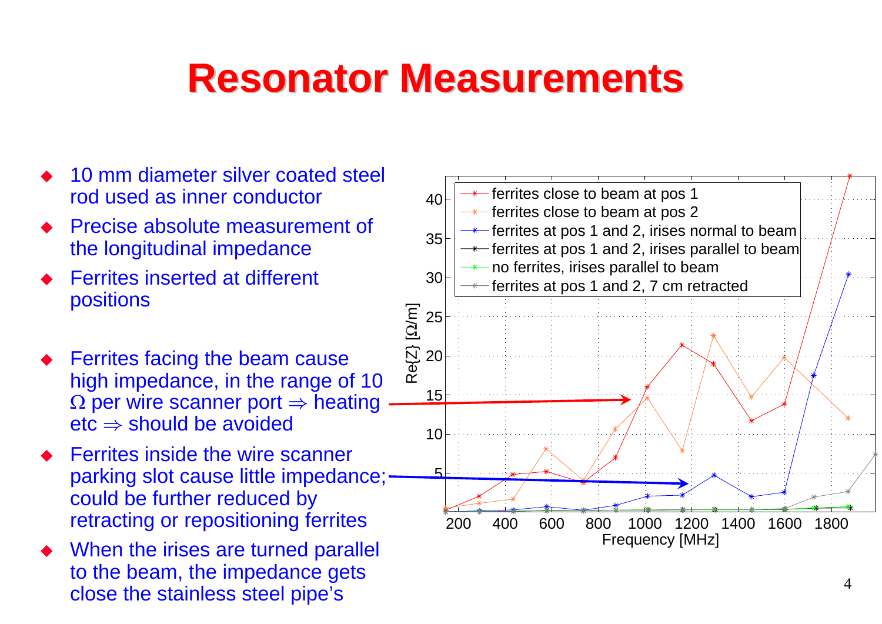# Resonator Measurements

- 10 mm diameter silver coated steel rod used as inner conductor
- Precise absolute measurement of the longitudinal impedance
- Ferrites inserted at different positions

- Ferrites facing the beam cause high impedance, in the range of 10 $\Omega$ per wire scanner port $\Rightarrow$ heating etc $\Rightarrow$ should be avoided
- Ferrites inside the wire scanner parking slot cause little impedance; could be further reduced by retracting or repositioning ferrites
- When the irises are turned parallel to the beam, the impedance gets close the stainless steel pipe's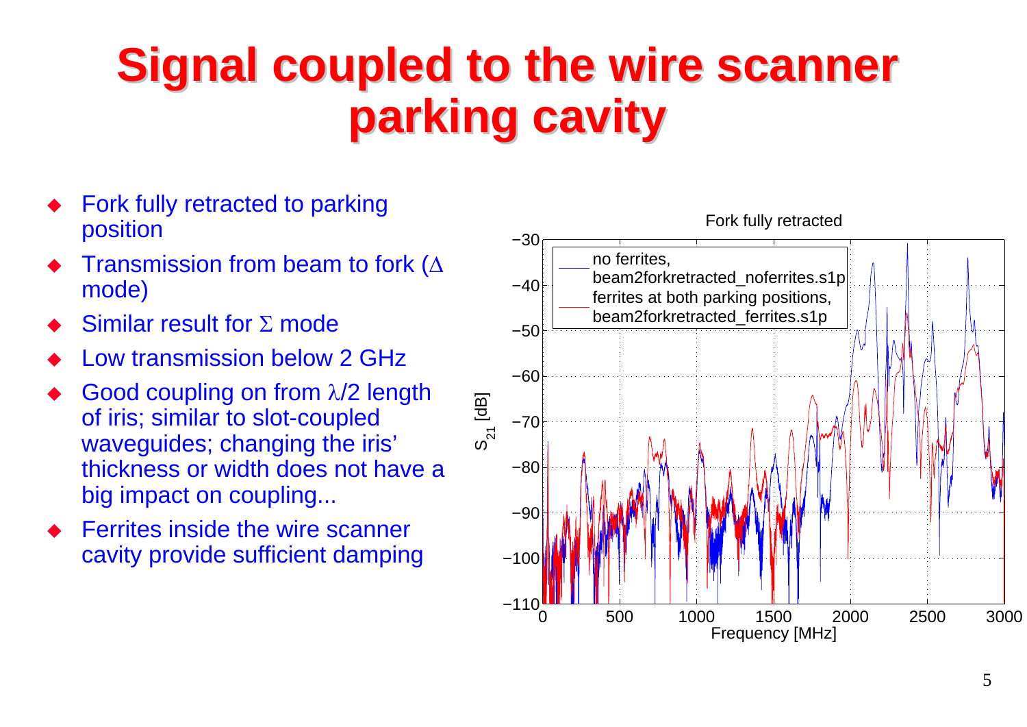# Signal coupled to the wire scanner parking cavity

- Fork fully retracted to parking position
- Transmission from beam to fork ($\Delta$ mode)
- Similar result for $\Sigma$ mode
- Low transmission below 2 GHz
- Good coupling on from $\lambda/2$ length of iris; similar to slot-coupled waveguides; changing the iris' thickness or width does not have a big impact on coupling...
- Ferrites inside the wire scanner cavity provide sufficient damping

Fork fully retracted

- no ferrites, beam2forkretracted_noferrites.s1p
- ferrites at both parking positions, beam2forkretracted_ferrites.s1p

$S_{21}$ [dB] vs. Frequency [MHz]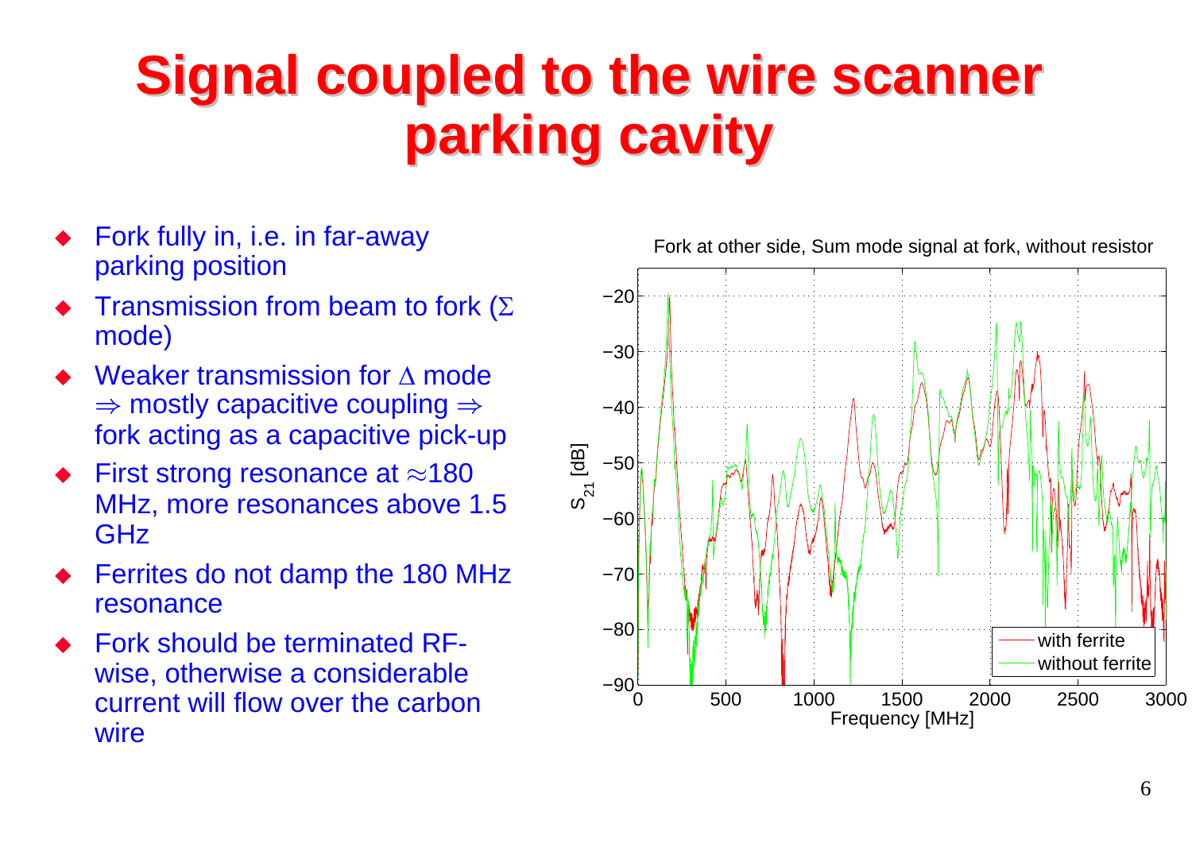# Signal coupled to the wire scanner parking cavity

- Fork fully in, i.e. in far-away parking position
- Transmission from beam to fork ($\Sigma$ mode)
- Weaker transmission for $\Delta$ mode $\Rightarrow$ mostly capacitive coupling $\Rightarrow$ fork acting as a capacitive pick-up
- First strong resonance at $\approx$180 MHz, more resonances above 1.5 GHz
- Ferrites do not damp the 180 MHz resonance
- Fork should be terminated RF-wise, otherwise a considerable current will flow over the carbon wire

Fork at other side, Sum mode signal at fork, without resistor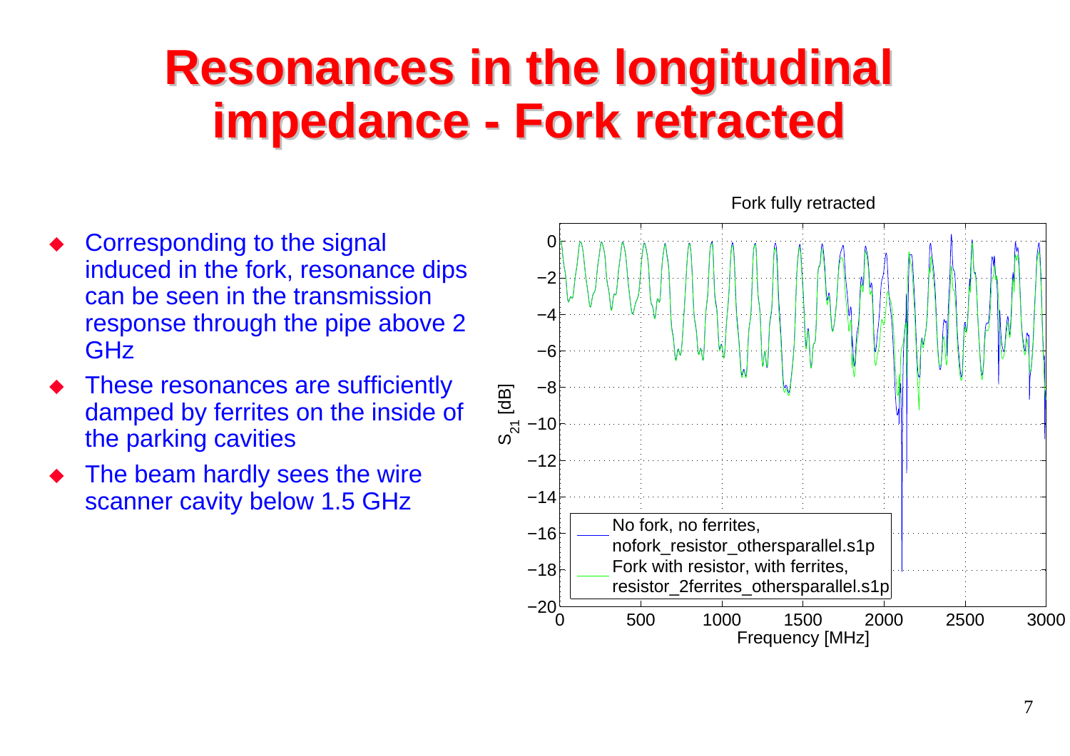# Resonances in the longitudinal impedance - Fork retracted

- Corresponding to the signal induced in the fork, resonance dips can be seen in the transmission response through the pipe above 2 GHz
- These resonances are sufficiently damped by ferrites on the inside of the parking cavities
- The beam hardly sees the wire scanner cavity below 1.5 GHz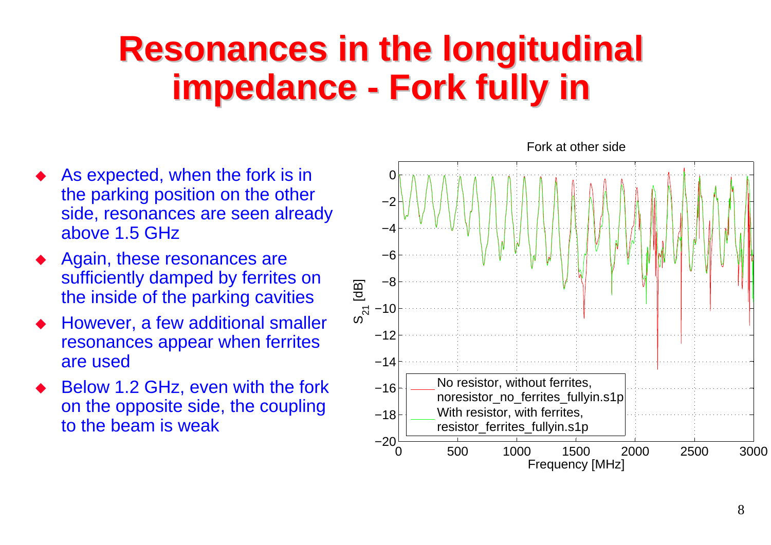# Resonances in the longitudinal impedance - Fork fully in

- As expected, when the fork is in the parking position on the other side, resonances are seen already above 1.5 GHz
- Again, these resonances are sufficiently damped by ferrites on the inside of the parking cavities
- However, a few additional smaller resonances appear when ferrites are used
- Below 1.2 GHz, even with the fork on the opposite side, the coupling to the beam is weak

Fork at other side

$S_{21}$ [dB]

Frequency [MHz]

No resistor, without ferrites, noresistor_no_ferrites_fullyin.s1p

With resistor, with ferrites, resistor_ferrites_fullyin.s1p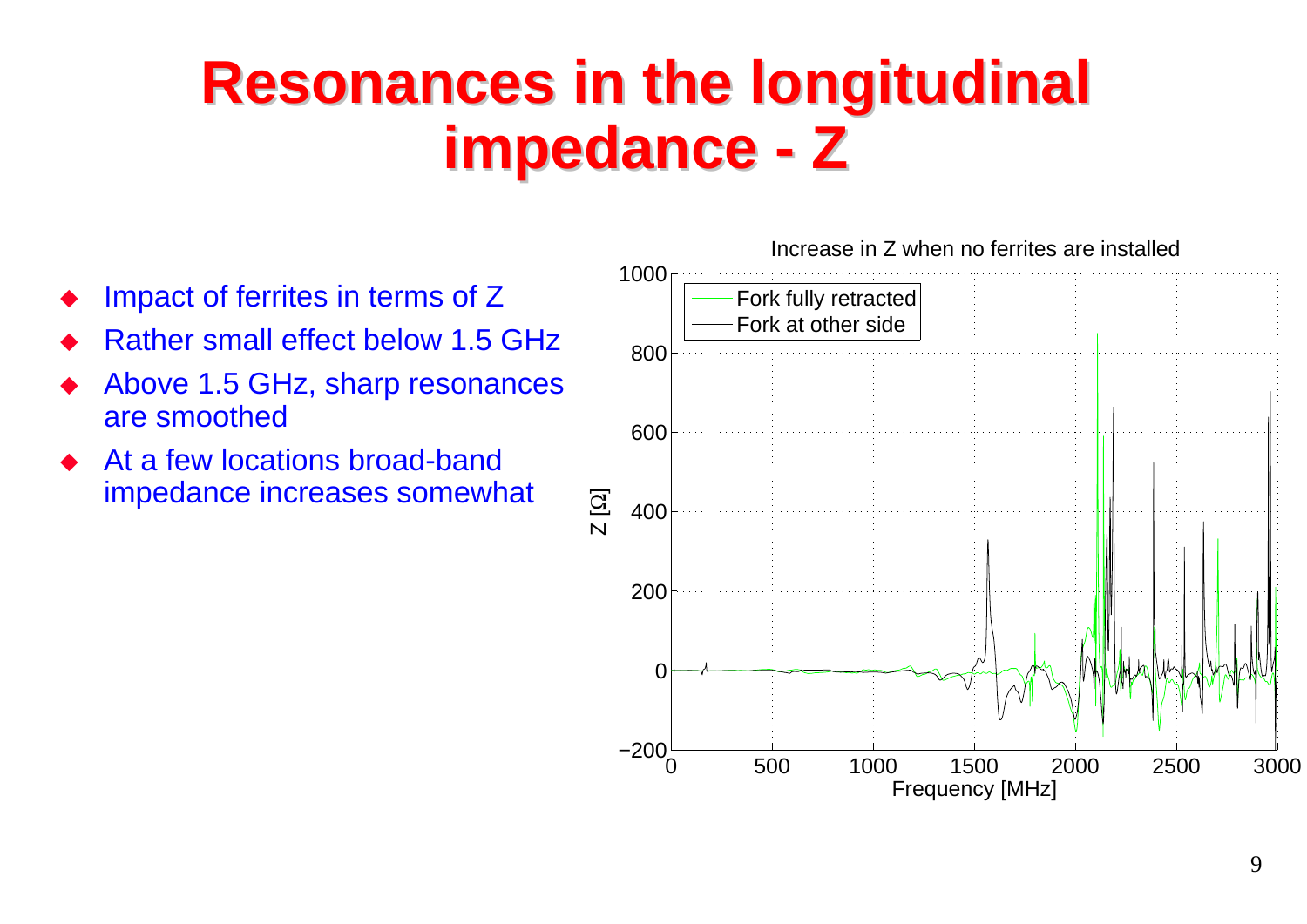# Resonances in the longitudinal impedance - Z

- Impact of ferrites in terms of Z
- Rather small effect below 1.5 GHz
- Above 1.5 GHz, sharp resonances are smoothed
- At a few locations broad-band impedance increases somewhat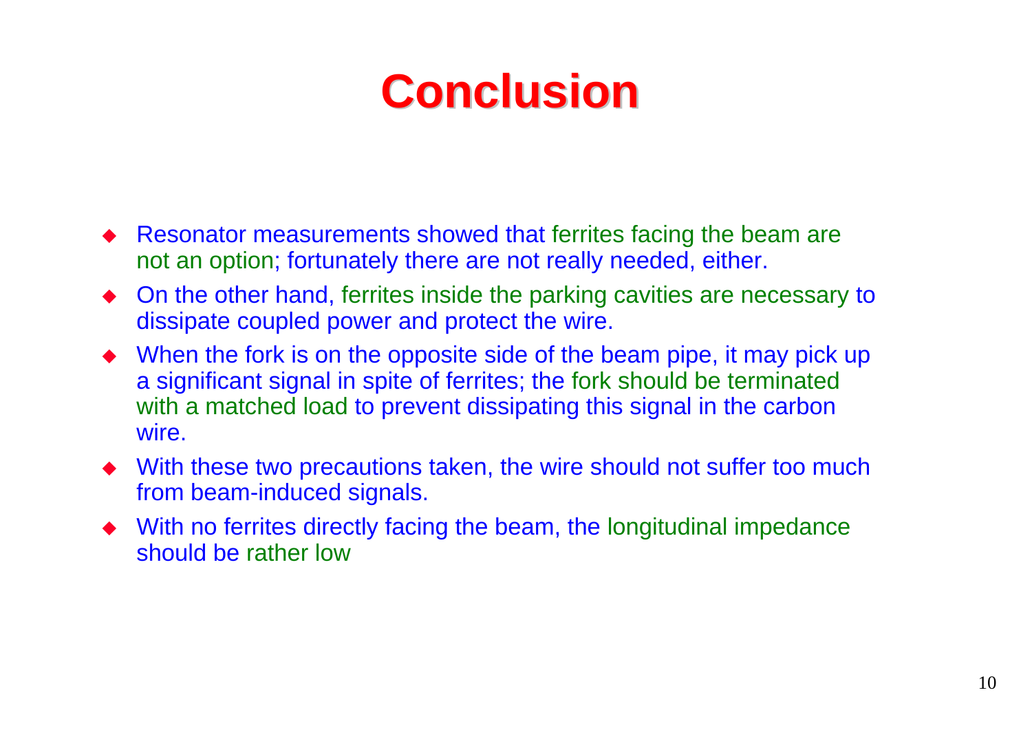# Conclusion

- Resonator measurements showed that ferrites facing the beam are not an option; fortunately there are not really needed, either.
- On the other hand, ferrites inside the parking cavities are necessary to dissipate coupled power and protect the wire.
- When the fork is on the opposite side of the beam pipe, it may pick up a significant signal in spite of ferrites; the fork should be terminated with a matched load to prevent dissipating this signal in the carbon wire.
- With these two precautions taken, the wire should not suffer too much from beam-induced signals.
- With no ferrites directly facing the beam, the longitudinal impedance should be rather low